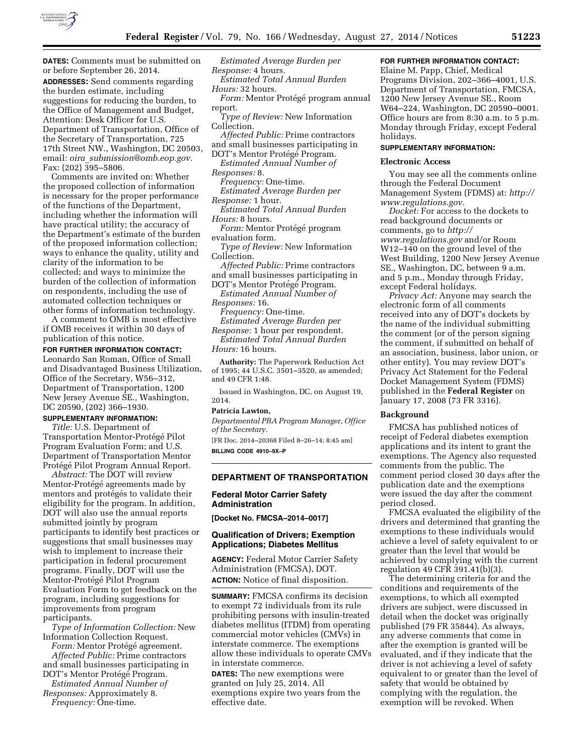**DATES:** Comments must be submitted on or before September 26, 2014.

**ADDRESSES:** Send comments regarding the burden estimate, including suggestions for reducing the burden, to the Office of Management and Budget, Attention: Desk Officer for U.S. Department of Transportation, Office of the Secretary of Transportation, 725 17th Street NW., Washington, DC 20503, email: *oira_submission@omb.eop.gov.* Fax: (202) 395–5806.

Comments are invited on: Whether the proposed collection of information is necessary for the proper performance of the functions of the Department, including whether the information will have practical utility; the accuracy of the Department's estimate of the burden of the proposed information collection; ways to enhance the quality, utility and clarity of the information to be collected; and ways to minimize the burden of the collection of information on respondents, including the use of automated collection techniques or other forms of information technology.

A comment to OMB is most effective if OMB receives it within 30 days of publication of this notice.

**FOR FURTHER INFORMATION CONTACT:** Leonardo San Roman, Office of Small and Disadvantaged Business Utilization, Office of the Secretary, W56–312, Department of Transportation, 1200 New Jersey Avenue SE., Washington, DC 20590, (202) 366–1930.

**SUPPLEMENTARY INFORMATION:**

*Title:* U.S. Department of Transportation Mentor-Protégé Pilot Program Evaluation Form; and U.S. Department of Transportation Mentor Protégé Pilot Program Annual Report.

*Abstract:* The DOT will review Mentor-Protégé agreements made by mentors and protégés to validate their eligibility for the program. In addition, DOT will also use the annual reports submitted jointly by program participants to identify best practices or suggestions that small businesses may wish to implement to increase their participation in federal procurement programs. Finally, DOT will use the Mentor-Protégé Pilot Program Evaluation Form to get feedback on the program, including suggestions for improvements from program participants.

*Type of Information Collection:* New Information Collection Request.

*Form:* Mentor Protégé agreement.

*Affected Public:* Prime contractors and small businesses participating in DOT's Mentor Protégé Program.

*Estimated Annual Number of Responses:* Approximately 8.

*Frequency:* One-time.

*Estimated Average Burden per Response:* 4 hours.

*Estimated Total Annual Burden Hours:* 32 hours.

*Form:* Mentor Protégé program annual report.

*Type of Review:* New Information Collection.

*Affected Public:* Prime contractors and small businesses participating in DOT's Mentor Protégé Program.

*Estimated Annual Number of Responses:* 8.

*Frequency:* One-time.

*Estimated Average Burden per Response:* 1 hour.

*Estimated Total Annual Burden Hours:* 8 hours.

*Form:* Mentor Protégé program evaluation form.

*Type of Review:* New Information Collection.

*Affected Public:* Prime contractors and small businesses participating in DOT's Mentor Protégé Program.

*Estimated Annual Number of Responses:* 16.

*Frequency:* One-time.

*Estimated Average Burden per Response:* 1 hour per respondent.

*Estimated Total Annual Burden Hours:* 16 hours.

**Authority:** The Paperwork Reduction Act of 1995; 44 U.S.C. 3501–3520, as amended; and 49 CFR 1:48.

Issued in Washington, DC, on August 19, 2014.

**Patricia Lawton,**

*Departmental PRA Program Manager, Office of the Secretary.*

[FR Doc. 2014–20368 Filed 8–26–14; 8:45 am]

**BILLING CODE 4910–9X–P**

## DEPARTMENT OF TRANSPORTATION

### Federal Motor Carrier Safety Administration

**[Docket No. FMCSA–2014–0017]**

### Qualification of Drivers; Exemption Applications; Diabetes Mellitus

**AGENCY:** Federal Motor Carrier Safety Administration (FMCSA), DOT.

**ACTION:** Notice of final disposition.

**SUMMARY:** FMCSA confirms its decision to exempt 72 individuals from its rule prohibiting persons with insulin-treated diabetes mellitus (ITDM) from operating commercial motor vehicles (CMVs) in interstate commerce. The exemptions allow these individuals to operate CMVs in interstate commerce.

**DATES:** The new exemptions were granted on July 25, 2014. All exemptions expire two years from the effective date.

**FOR FURTHER INFORMATION CONTACT:** Elaine M. Papp, Chief, Medical Programs Division, 202–366–4001, U.S. Department of Transportation, FMCSA, 1200 New Jersey Avenue SE., Room W64–224, Washington, DC 20590–0001. Office hours are from 8:30 a.m. to 5 p.m. Monday through Friday, except Federal holidays.

**SUPPLEMENTARY INFORMATION:**

#### Electronic Access

You may see all the comments online through the Federal Document Management System (FDMS) at: *http://www.regulations.gov.*

*Docket:* For access to the dockets to read background documents or comments, go to *http://www.regulations.gov* and/or Room W12–140 on the ground level of the West Building, 1200 New Jersey Avenue SE., Washington, DC, between 9 a.m. and 5 p.m., Monday through Friday, except Federal holidays.

*Privacy Act:* Anyone may search the electronic form of all comments received into any of DOT's dockets by the name of the individual submitting the comment (or of the person signing the comment, if submitted on behalf of an association, business, labor union, or other entity). You may review DOT's Privacy Act Statement for the Federal Docket Management System (FDMS) published in the **Federal Register** on January 17, 2008 (73 FR 3316).

#### Background

FMCSA has published notices of receipt of Federal diabetes exemption applications and its intent to grant the exemptions. The Agency also requested comments from the public. The comment period closed 30 days after the publication date and the exemptions were issued the day after the comment period closed.

FMCSA evaluated the eligibility of the drivers and determined that granting the exemptions to these individuals would achieve a level of safety equivalent to or greater than the level that would be achieved by complying with the current regulation 49 CFR 391.41(b)(3).

The determining criteria for and the conditions and requirements of the exemptions, to which all exempted drivers are subject, were discussed in detail when the docket was originally published (79 FR 35844). As always, any adverse comments that come in after the exemption is granted will be evaluated, and if they indicate that the driver is not achieving a level of safety equivalent to or greater than the level of safety that would be obtained by complying with the regulation, the exemption will be revoked. When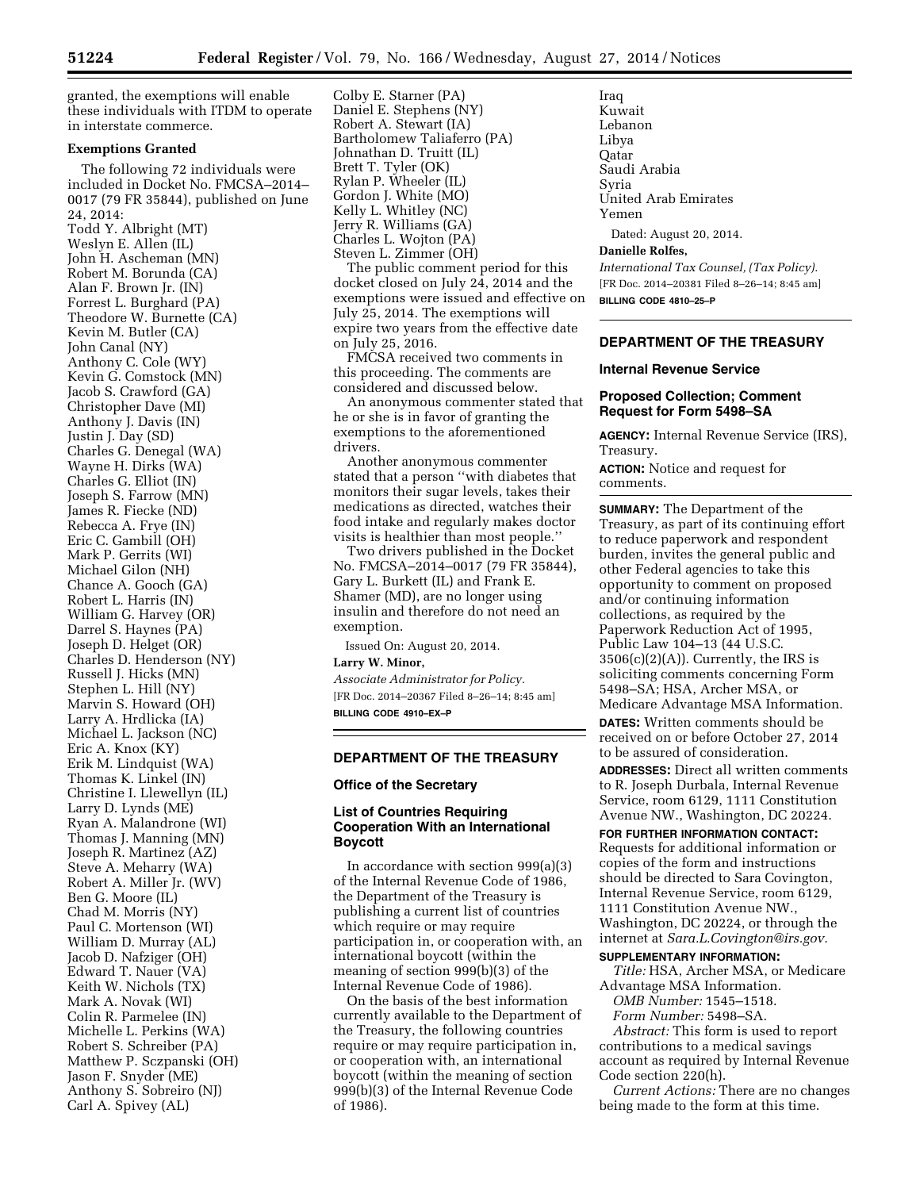granted, the exemptions will enable these individuals with ITDM to operate in interstate commerce.

**Exemptions Granted**

The following 72 individuals were included in Docket No. FMCSA–2014–0017 (79 FR 35844), published on June 24, 2014:

Todd Y. Albright (MT)
Weslyn E. Allen (IL)
John H. Ascheman (MN)
Robert M. Borunda (CA)
Alan F. Brown Jr. (IN)
Forrest L. Burghard (PA)
Theodore W. Burnette (CA)
Kevin M. Butler (CA)
John Canal (NY)
Anthony C. Cole (WY)
Kevin G. Comstock (MN)
Jacob S. Crawford (GA)
Christopher Dave (MI)
Anthony J. Davis (IN)
Justin J. Day (SD)
Charles G. Denegal (WA)
Wayne H. Dirks (WA)
Charles G. Elliot (IN)
Joseph S. Farrow (MN)
James R. Fiecke (ND)
Rebecca A. Frye (IN)
Eric C. Gambill (OH)
Mark P. Gerrits (WI)
Michael Gilon (NH)
Chance A. Gooch (GA)
Robert L. Harris (IN)
William G. Harvey (OR)
Darrel S. Haynes (PA)
Joseph D. Helget (OR)
Charles D. Henderson (NY)
Russell J. Hicks (MN)
Stephen L. Hill (NY)
Marvin S. Howard (OH)
Larry A. Hrdlicka (IA)
Michael L. Jackson (NC)
Eric A. Knox (KY)
Erik M. Lindquist (WA)
Thomas K. Linkel (IN)
Christine I. Llewellyn (IL)
Larry D. Lynds (ME)
Ryan A. Malandrone (WI)
Thomas J. Manning (MN)
Joseph R. Martinez (AZ)
Steve A. Meharry (WA)
Robert A. Miller Jr. (WV)
Ben G. Moore (IL)
Chad M. Morris (NY)
Paul C. Mortenson (WI)
William D. Murray (AL)
Jacob D. Nafziger (OH)
Edward T. Nauer (VA)
Keith W. Nichols (TX)
Mark A. Novak (WI)
Colin R. Parmelee (IN)
Michelle L. Perkins (WA)
Robert S. Schreiber (PA)
Matthew P. Sczpanski (OH)
Jason F. Snyder (ME)
Anthony S. Sobreiro (NJ)
Carl A. Spivey (AL)
Colby E. Starner (PA)
Daniel E. Stephens (NY)
Robert A. Stewart (IA)
Bartholomew Taliaferro (PA)
Johnathan D. Truitt (IL)
Brett T. Tyler (OK)
Rylan P. Wheeler (IL)
Gordon J. White (MO)
Kelly L. Whitley (NC)
Jerry R. Williams (GA)
Charles L. Wojton (PA)
Steven L. Zimmer (OH)

The public comment period for this docket closed on July 24, 2014 and the exemptions were issued and effective on July 25, 2014. The exemptions will expire two years from the effective date on July 25, 2016.

FMCSA received two comments in this proceeding. The comments are considered and discussed below.

An anonymous commenter stated that he or she is in favor of granting the exemptions to the aforementioned drivers.

Another anonymous commenter stated that a person ''with diabetes that monitors their sugar levels, takes their medications as directed, watches their food intake and regularly makes doctor visits is healthier than most people.''

Two drivers published in the Docket No. FMCSA–2014–0017 (79 FR 35844), Gary L. Burkett (IL) and Frank E. Shamer (MD), are no longer using insulin and therefore do not need an exemption.

Issued On: August 20, 2014.

**Larry W. Minor,**

*Associate Administrator for Policy.*

[FR Doc. 2014–20367 Filed 8–26–14; 8:45 am]

**BILLING CODE 4910–EX–P**

---

## DEPARTMENT OF THE TREASURY

### Office of the Secretary

### List of Countries Requiring Cooperation With an International Boycott

In accordance with section 999(a)(3) of the Internal Revenue Code of 1986, the Department of the Treasury is publishing a current list of countries which require or may require participation in, or cooperation with, an international boycott (within the meaning of section 999(b)(3) of the Internal Revenue Code of 1986).

On the basis of the best information currently available to the Department of the Treasury, the following countries require or may require participation in, or cooperation with, an international boycott (within the meaning of section 999(b)(3) of the Internal Revenue Code of 1986).

Iraq
Kuwait
Lebanon
Libya
Qatar
Saudi Arabia
Syria
United Arab Emirates
Yemen

Dated: August 20, 2014.

**Danielle Rolfes,**

*International Tax Counsel, (Tax Policy).*

[FR Doc. 2014–20381 Filed 8–26–14; 8:45 am]

**BILLING CODE 4810–25–P**

---

## DEPARTMENT OF THE TREASURY

### Internal Revenue Service

### Proposed Collection; Comment Request for Form 5498–SA

**AGENCY:** Internal Revenue Service (IRS), Treasury.

**ACTION:** Notice and request for comments.

**SUMMARY:** The Department of the Treasury, as part of its continuing effort to reduce paperwork and respondent burden, invites the general public and other Federal agencies to take this opportunity to comment on proposed and/or continuing information collections, as required by the Paperwork Reduction Act of 1995, Public Law 104–13 (44 U.S.C. 3506(c)(2)(A)). Currently, the IRS is soliciting comments concerning Form 5498–SA; HSA, Archer MSA, or Medicare Advantage MSA Information.

**DATES:** Written comments should be received on or before October 27, 2014 to be assured of consideration.

**ADDRESSES:** Direct all written comments to R. Joseph Durbala, Internal Revenue Service, room 6129, 1111 Constitution Avenue NW., Washington, DC 20224.

**FOR FURTHER INFORMATION CONTACT:** Requests for additional information or copies of the form and instructions should be directed to Sara Covington, Internal Revenue Service, room 6129, 1111 Constitution Avenue NW., Washington, DC 20224, or through the internet at *Sara.L.Covington@irs.gov.*

**SUPPLEMENTARY INFORMATION:**

*Title:* HSA, Archer MSA, or Medicare Advantage MSA Information.

*OMB Number:* 1545–1518.

*Form Number:* 5498–SA.

*Abstract:* This form is used to report contributions to a medical savings account as required by Internal Revenue Code section 220(h).

*Current Actions:* There are no changes being made to the form at this time.